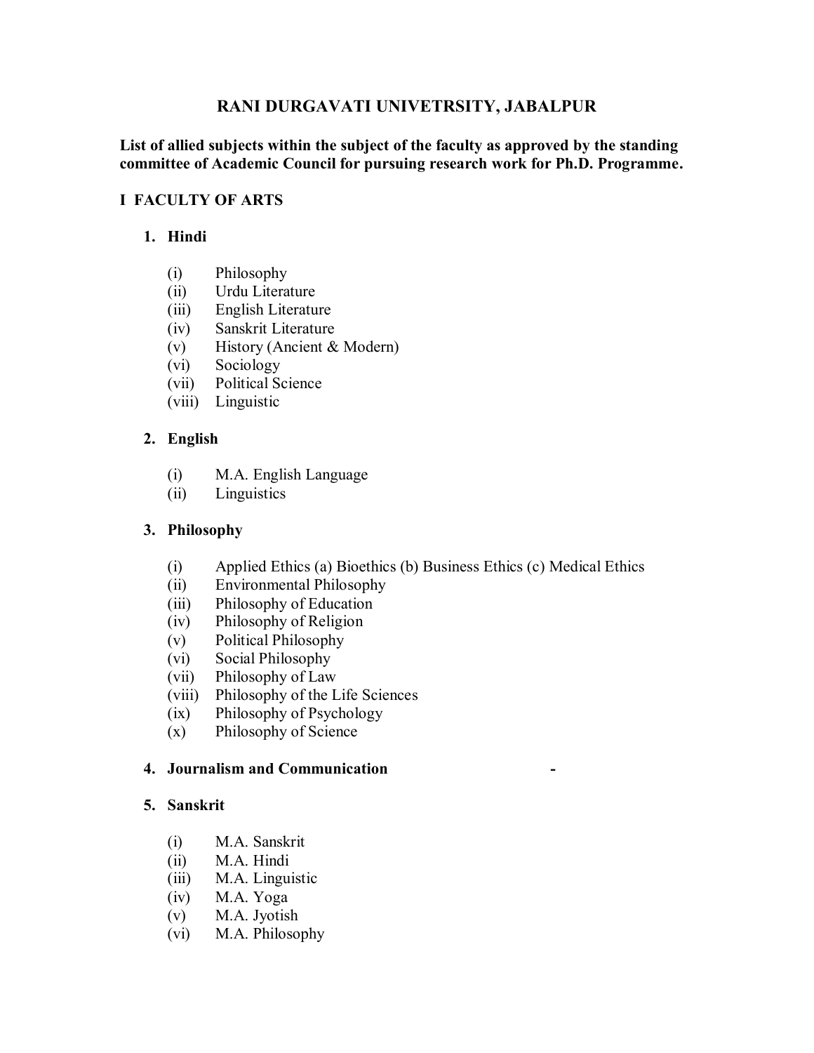# RANI DURGAVATI UNIVETRSITY, JABALPUR

**List of allied subjects within the subject of the faculty as approved by the standing committee of Academic Council for pursuing research work for Ph.D. Programme.**

## I FACULTY OF ARTS

### 1. Hindi

- (i) Philosophy
- (ii) Urdu Literature
- (iii) English Literature
- (iv) Sanskrit Literature
- (v) History (Ancient & Modern)
- (vi) Sociology
- (vii) Political Science
- (viii) Linguistic

### 2. English

- (i) M.A. English Language
- (ii) Linguistics

### 3. Philosophy

- (i) Applied Ethics (a) Bioethics (b) Business Ethics (c) Medical Ethics
- (ii) Environmental Philosophy
- (iii) Philosophy of Education
- (iv) Philosophy of Religion
- (v) Political Philosophy
- (vi) Social Philosophy
- (vii) Philosophy of Law
- (viii) Philosophy of the Life Sciences
- (ix) Philosophy of Psychology
- (x) Philosophy of Science

### 4. Journalism and Communication -

### 5. Sanskrit

- (i) M.A. Sanskrit
- (ii) M.A. Hindi
- (iii) M.A. Linguistic
- (iv) M.A. Yoga
- (v) M.A. Jyotish
- (vi) M.A. Philosophy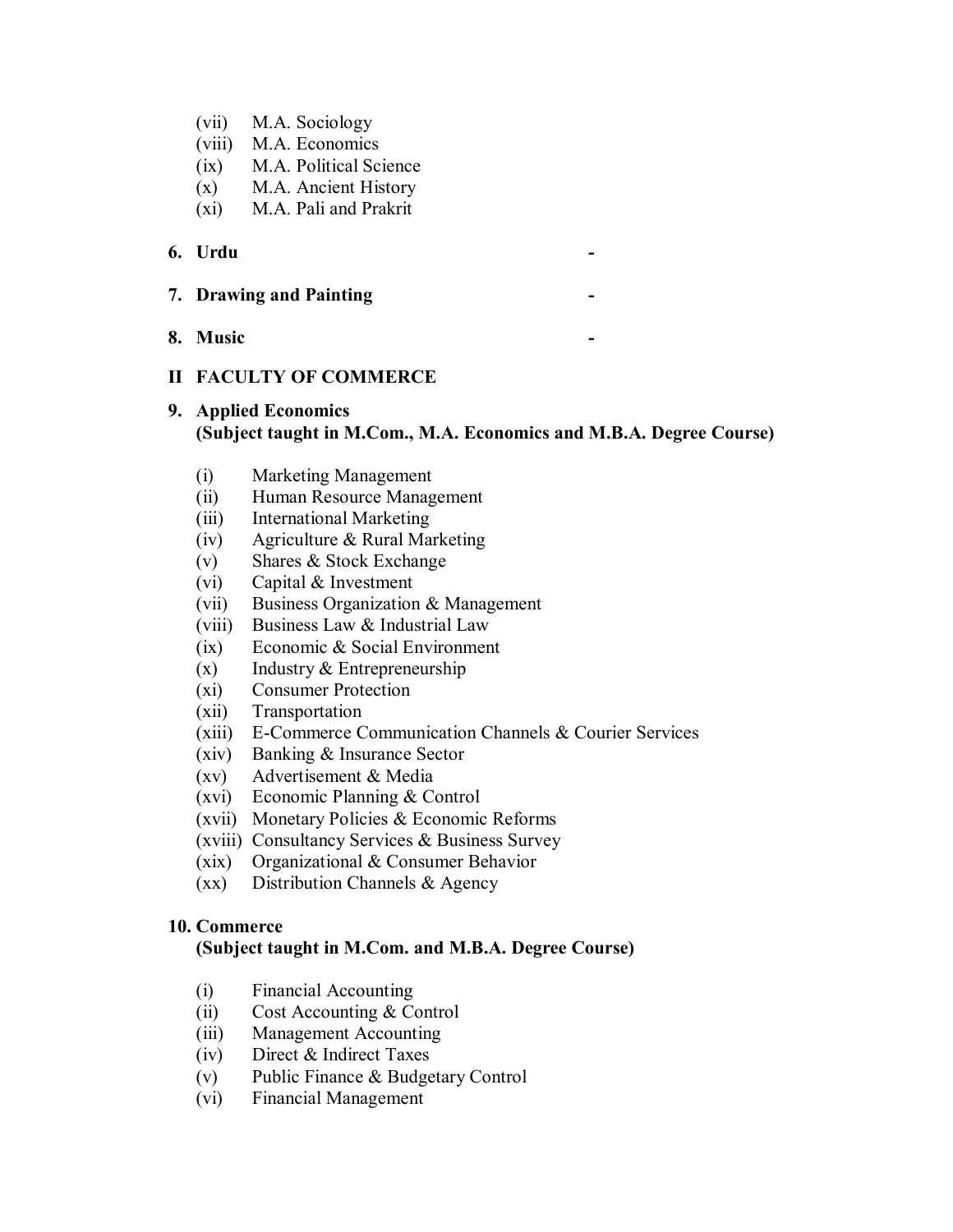(vii) M.A. Sociology
(viii) M.A. Economics
(ix) M.A. Political Science
(x) M.A. Ancient History
(xi) M.A. Pali and Prakrit

**6. Urdu** -

**7. Drawing and Painting** -

**8. Music** -

**II FACULTY OF COMMERCE**

**9. Applied Economics**
**(Subject taught in M.Com., M.A. Economics and M.B.A. Degree Course)**

(i) Marketing Management
(ii) Human Resource Management
(iii) International Marketing
(iv) Agriculture & Rural Marketing
(v) Shares & Stock Exchange
(vi) Capital & Investment
(vii) Business Organization & Management
(viii) Business Law & Industrial Law
(ix) Economic & Social Environment
(x) Industry & Entrepreneurship
(xi) Consumer Protection
(xii) Transportation
(xiii) E-Commerce Communication Channels & Courier Services
(xiv) Banking & Insurance Sector
(xv) Advertisement & Media
(xvi) Economic Planning & Control
(xvii) Monetary Policies & Economic Reforms
(xviii) Consultancy Services & Business Survey
(xix) Organizational & Consumer Behavior
(xx) Distribution Channels & Agency

**10. Commerce**
**(Subject taught in M.Com. and M.B.A. Degree Course)**

(i) Financial Accounting
(ii) Cost Accounting & Control
(iii) Management Accounting
(iv) Direct & Indirect Taxes
(v) Public Finance & Budgetary Control
(vi) Financial Management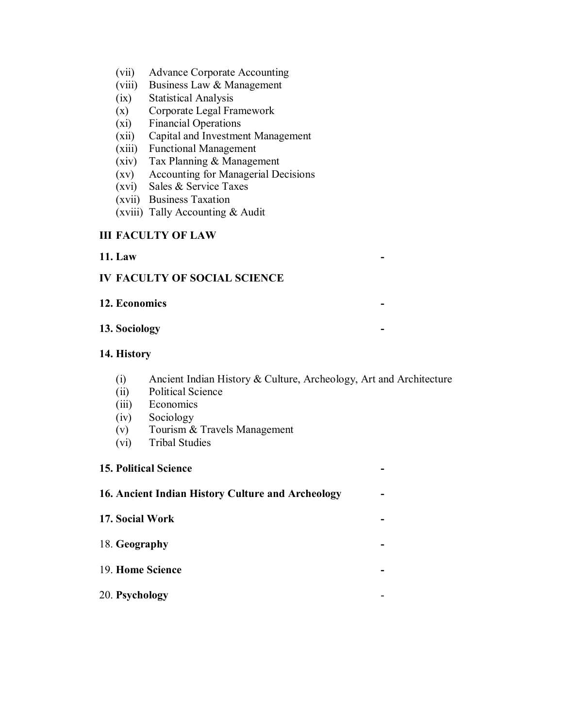(vii) Advance Corporate Accounting
(viii) Business Law & Management
(ix) Statistical Analysis
(x) Corporate Legal Framework
(xi) Financial Operations
(xii) Capital and Investment Management
(xiii) Functional Management
(xiv) Tax Planning & Management
(xv) Accounting for Managerial Decisions
(xvi) Sales & Service Taxes
(xvii) Business Taxation
(xviii) Tally Accounting & Audit

**III FACULTY OF LAW**

**11. Law** -

**IV FACULTY OF SOCIAL SCIENCE**

**12. Economics** -

**13. Sociology** -

**14. History**

(i) Ancient Indian History & Culture, Archeology, Art and Architecture
(ii) Political Science
(iii) Economics
(iv) Sociology
(v) Tourism & Travels Management
(vi) Tribal Studies

**15. Political Science** -

**16. Ancient Indian History Culture and Archeology** -

**17. Social Work** -

18. **Geography** -

19. **Home Science** -

20. **Psychology** -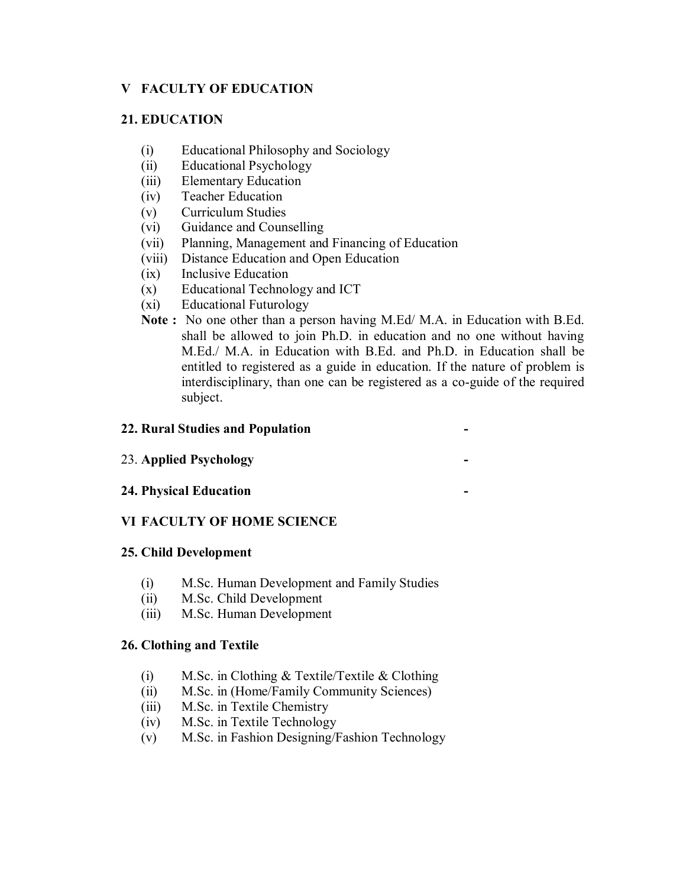## V FACULTY OF EDUCATION

### 21. EDUCATION

- (i) Educational Philosophy and Sociology
- (ii) Educational Psychology
- (iii) Elementary Education
- (iv) Teacher Education
- (v) Curriculum Studies
- (vi) Guidance and Counselling
- (vii) Planning, Management and Financing of Education
- (viii) Distance Education and Open Education
- (ix) Inclusive Education
- (x) Educational Technology and ICT
- (xi) Educational Futurology

**Note :** No one other than a person having M.Ed/ M.A. in Education with B.Ed. shall be allowed to join Ph.D. in education and no one without having M.Ed./ M.A. in Education with B.Ed. and Ph.D. in Education shall be entitled to registered as a guide in education. If the nature of problem is interdisciplinary, than one can be registered as a co-guide of the required subject.

**22. Rural Studies and Population** -

23. **Applied Psychology** -

**24. Physical Education** -

## VI FACULTY OF HOME SCIENCE

### 25. Child Development

- (i) M.Sc. Human Development and Family Studies
- (ii) M.Sc. Child Development
- (iii) M.Sc. Human Development

### 26. Clothing and Textile

- (i) M.Sc. in Clothing & Textile/Textile & Clothing
- (ii) M.Sc. in (Home/Family Community Sciences)
- (iii) M.Sc. in Textile Chemistry
- (iv) M.Sc. in Textile Technology
- (v) M.Sc. in Fashion Designing/Fashion Technology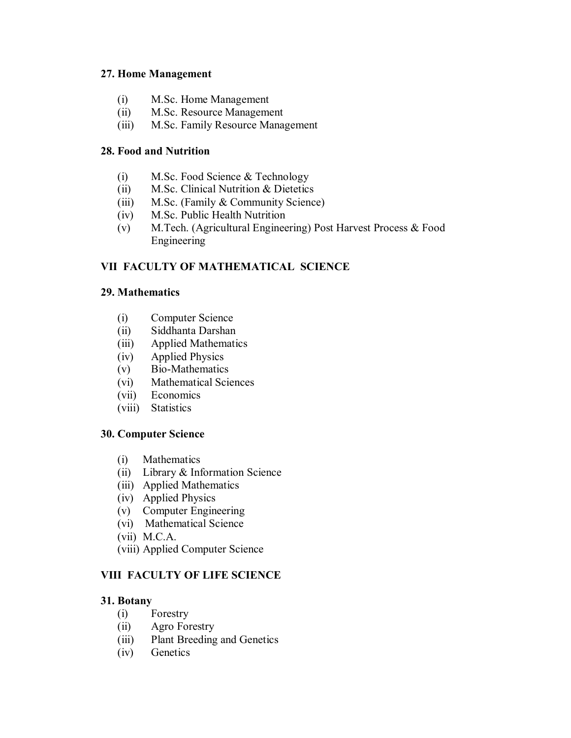**27. Home Management**

(i) M.Sc. Home Management
(ii) M.Sc. Resource Management
(iii) M.Sc. Family Resource Management

**28. Food and Nutrition**

(i) M.Sc. Food Science & Technology
(ii) M.Sc. Clinical Nutrition & Dietetics
(iii) M.Sc. (Family & Community Science)
(iv) M.Sc. Public Health Nutrition
(v) M.Tech. (Agricultural Engineering) Post Harvest Process & Food Engineering

## VII FACULTY OF MATHEMATICAL SCIENCE

**29. Mathematics**

(i) Computer Science
(ii) Siddhanta Darshan
(iii) Applied Mathematics
(iv) Applied Physics
(v) Bio-Mathematics
(vi) Mathematical Sciences
(vii) Economics
(viii) Statistics

**30. Computer Science**

(i) Mathematics
(ii) Library & Information Science
(iii) Applied Mathematics
(iv) Applied Physics
(v) Computer Engineering
(vi) Mathematical Science
(vii) M.C.A.
(viii) Applied Computer Science

## VIII FACULTY OF LIFE SCIENCE

**31. Botany**

(i) Forestry
(ii) Agro Forestry
(iii) Plant Breeding and Genetics
(iv) Genetics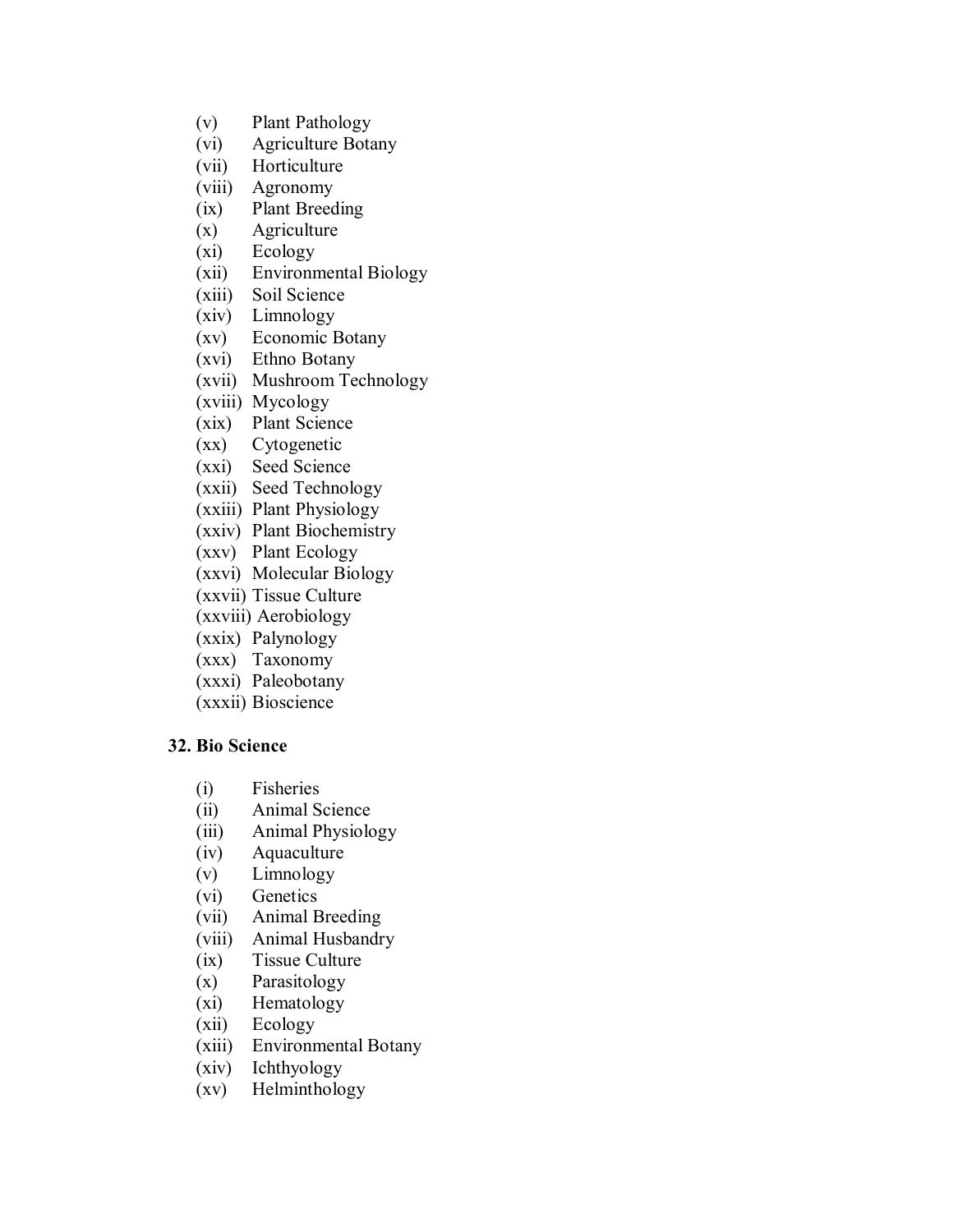(v) Plant Pathology
(vi) Agriculture Botany
(vii) Horticulture
(viii) Agronomy
(ix) Plant Breeding
(x) Agriculture
(xi) Ecology
(xii) Environmental Biology
(xiii) Soil Science
(xiv) Limnology
(xv) Economic Botany
(xvi) Ethno Botany
(xvii) Mushroom Technology
(xviii) Mycology
(xix) Plant Science
(xx) Cytogenetic
(xxi) Seed Science
(xxii) Seed Technology
(xxiii) Plant Physiology
(xxiv) Plant Biochemistry
(xxv) Plant Ecology
(xxvi) Molecular Biology
(xxvii) Tissue Culture
(xxviii) Aerobiology
(xxix) Palynology
(xxx) Taxonomy
(xxxi) Paleobotany
(xxxii) Bioscience

**32. Bio Science**

(i) Fisheries
(ii) Animal Science
(iii) Animal Physiology
(iv) Aquaculture
(v) Limnology
(vi) Genetics
(vii) Animal Breeding
(viii) Animal Husbandry
(ix) Tissue Culture
(x) Parasitology
(xi) Hematology
(xii) Ecology
(xiii) Environmental Botany
(xiv) Ichthyology
(xv) Helminthology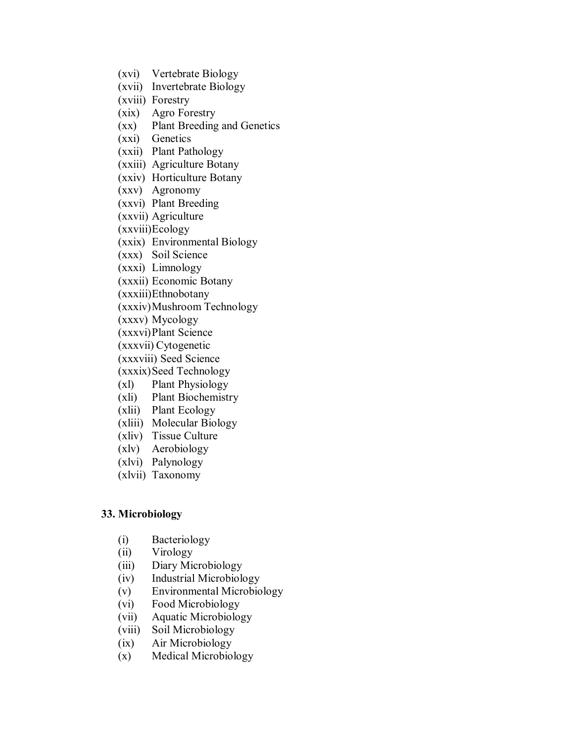(xvi) Vertebrate Biology
(xvii) Invertebrate Biology
(xviii) Forestry
(xix) Agro Forestry
(xx) Plant Breeding and Genetics
(xxi) Genetics
(xxii) Plant Pathology
(xxiii) Agriculture Botany
(xxiv) Horticulture Botany
(xxv) Agronomy
(xxvi) Plant Breeding
(xxvii) Agriculture
(xxviii) Ecology
(xxix) Environmental Biology
(xxx) Soil Science
(xxxi) Limnology
(xxxii) Economic Botany
(xxxiii) Ethnobotany
(xxxiv) Mushroom Technology
(xxxv) Mycology
(xxxvi) Plant Science
(xxxvii) Cytogenetic
(xxxviii) Seed Science
(xxxix) Seed Technology
(xl) Plant Physiology
(xli) Plant Biochemistry
(xlii) Plant Ecology
(xliii) Molecular Biology
(xliv) Tissue Culture
(xlv) Aerobiology
(xlvi) Palynology
(xlvii) Taxonomy

**33. Microbiology**

(i) Bacteriology
(ii) Virology
(iii) Diary Microbiology
(iv) Industrial Microbiology
(v) Environmental Microbiology
(vi) Food Microbiology
(vii) Aquatic Microbiology
(viii) Soil Microbiology
(ix) Air Microbiology
(x) Medical Microbiology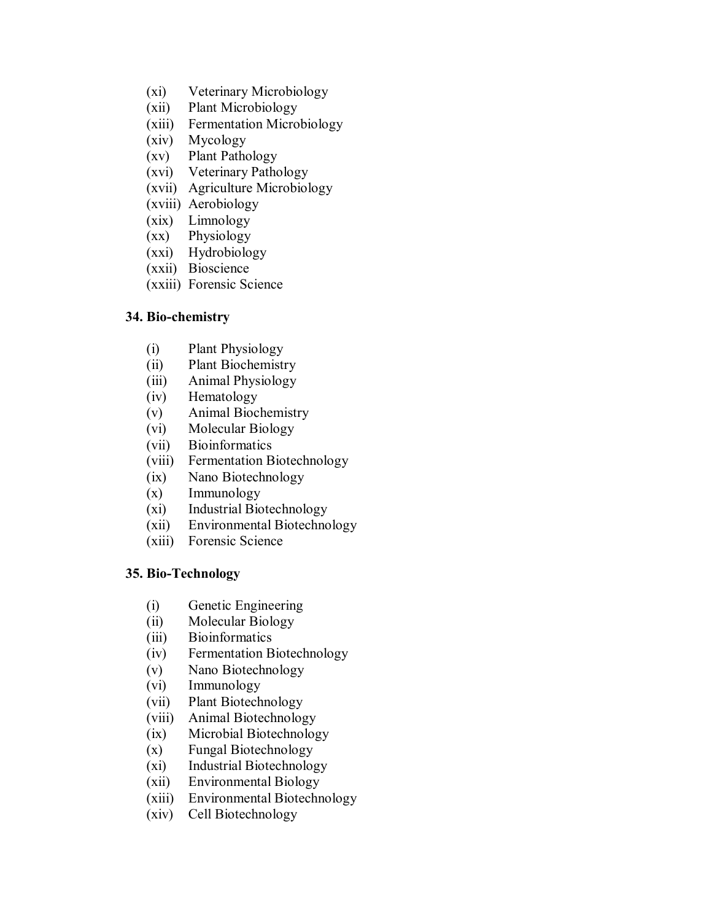(xi) Veterinary Microbiology
(xii) Plant Microbiology
(xiii) Fermentation Microbiology
(xiv) Mycology
(xv) Plant Pathology
(xvi) Veterinary Pathology
(xvii) Agriculture Microbiology
(xviii) Aerobiology
(xix) Limnology
(xx) Physiology
(xxi) Hydrobiology
(xxii) Bioscience
(xxiii) Forensic Science

**34. Bio-chemistry**

(i) Plant Physiology
(ii) Plant Biochemistry
(iii) Animal Physiology
(iv) Hematology
(v) Animal Biochemistry
(vi) Molecular Biology
(vii) Bioinformatics
(viii) Fermentation Biotechnology
(ix) Nano Biotechnology
(x) Immunology
(xi) Industrial Biotechnology
(xii) Environmental Biotechnology
(xiii) Forensic Science

**35. Bio-Technology**

(i) Genetic Engineering
(ii) Molecular Biology
(iii) Bioinformatics
(iv) Fermentation Biotechnology
(v) Nano Biotechnology
(vi) Immunology
(vii) Plant Biotechnology
(viii) Animal Biotechnology
(ix) Microbial Biotechnology
(x) Fungal Biotechnology
(xi) Industrial Biotechnology
(xii) Environmental Biology
(xiii) Environmental Biotechnology
(xiv) Cell Biotechnology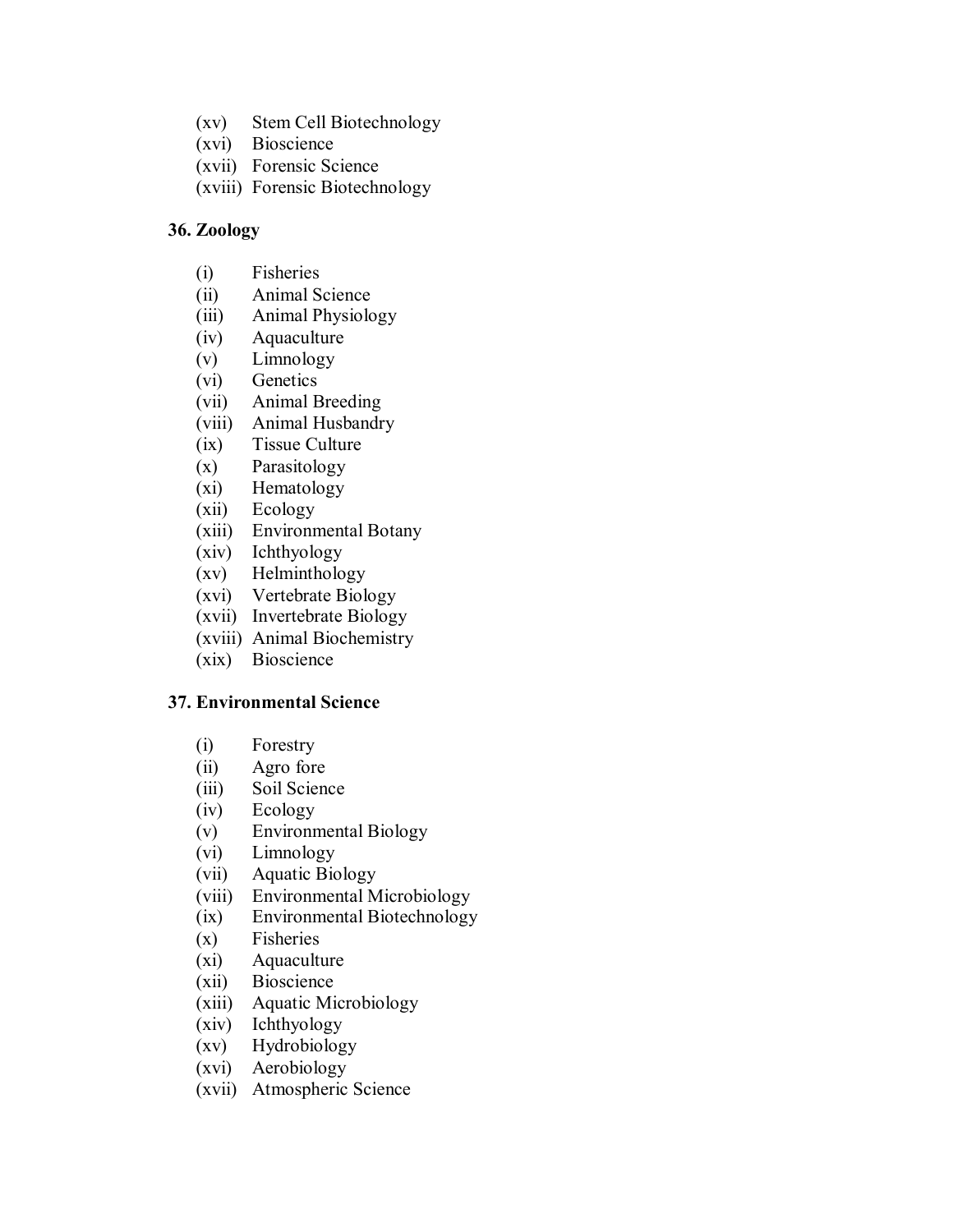(xv) Stem Cell Biotechnology
(xvi) Bioscience
(xvii) Forensic Science
(xviii) Forensic Biotechnology

**36. Zoology**

(i) Fisheries
(ii) Animal Science
(iii) Animal Physiology
(iv) Aquaculture
(v) Limnology
(vi) Genetics
(vii) Animal Breeding
(viii) Animal Husbandry
(ix) Tissue Culture
(x) Parasitology
(xi) Hematology
(xii) Ecology
(xiii) Environmental Botany
(xiv) Ichthyology
(xv) Helminthology
(xvi) Vertebrate Biology
(xvii) Invertebrate Biology
(xviii) Animal Biochemistry
(xix) Bioscience

**37. Environmental Science**

(i) Forestry
(ii) Agro fore
(iii) Soil Science
(iv) Ecology
(v) Environmental Biology
(vi) Limnology
(vii) Aquatic Biology
(viii) Environmental Microbiology
(ix) Environmental Biotechnology
(x) Fisheries
(xi) Aquaculture
(xii) Bioscience
(xiii) Aquatic Microbiology
(xiv) Ichthyology
(xv) Hydrobiology
(xvi) Aerobiology
(xvii) Atmospheric Science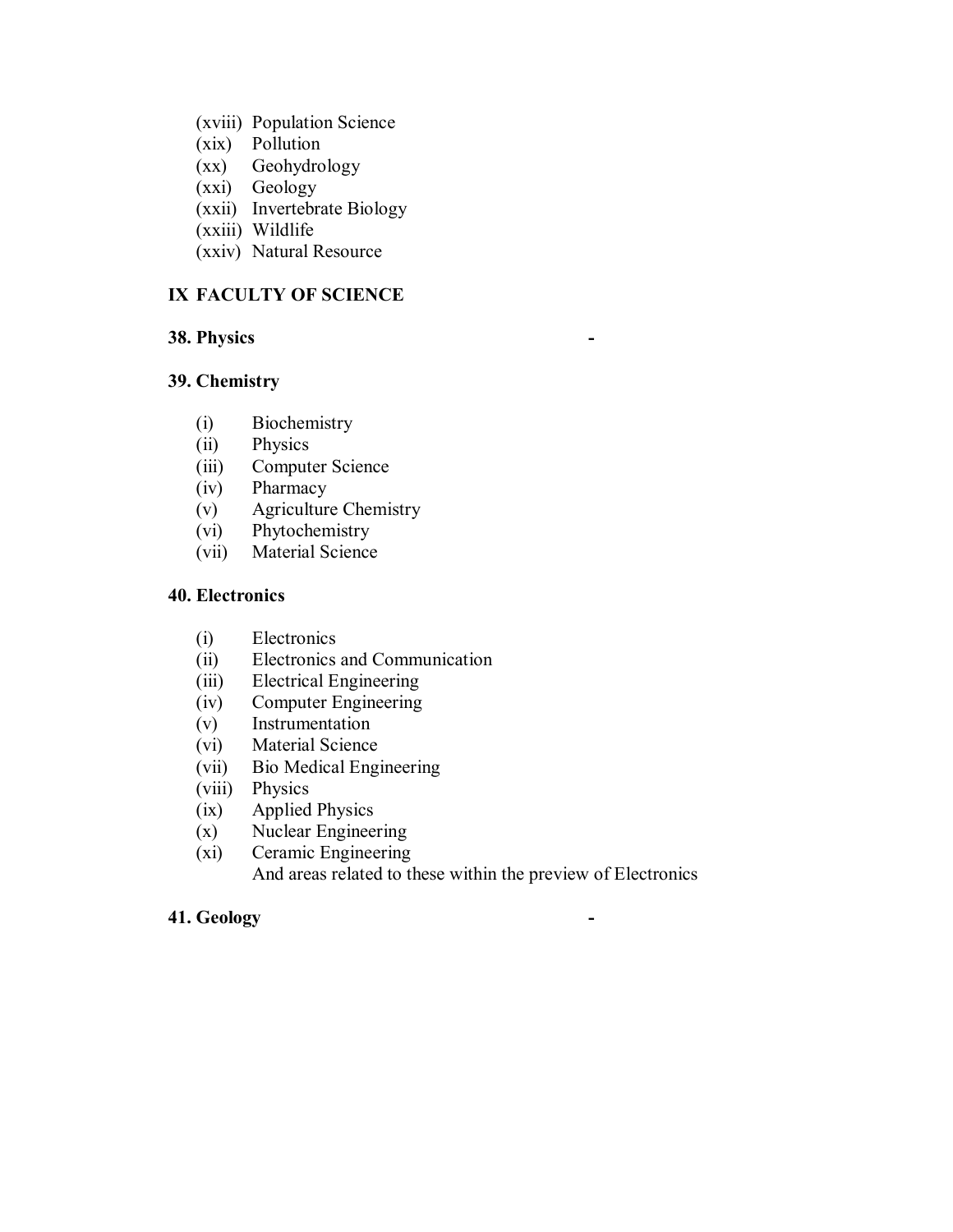(xviii) Population Science
(xix) Pollution
(xx) Geohydrology
(xxi) Geology
(xxii) Invertebrate Biology
(xxiii) Wildlife
(xxiv) Natural Resource

## IX FACULTY OF SCIENCE

**38. Physics** -

**39. Chemistry**

(i) Biochemistry
(ii) Physics
(iii) Computer Science
(iv) Pharmacy
(v) Agriculture Chemistry
(vi) Phytochemistry
(vii) Material Science

**40. Electronics**

(i) Electronics
(ii) Electronics and Communication
(iii) Electrical Engineering
(iv) Computer Engineering
(v) Instrumentation
(vi) Material Science
(vii) Bio Medical Engineering
(viii) Physics
(ix) Applied Physics
(x) Nuclear Engineering
(xi) Ceramic Engineering
And areas related to these within the preview of Electronics

**41. Geology** -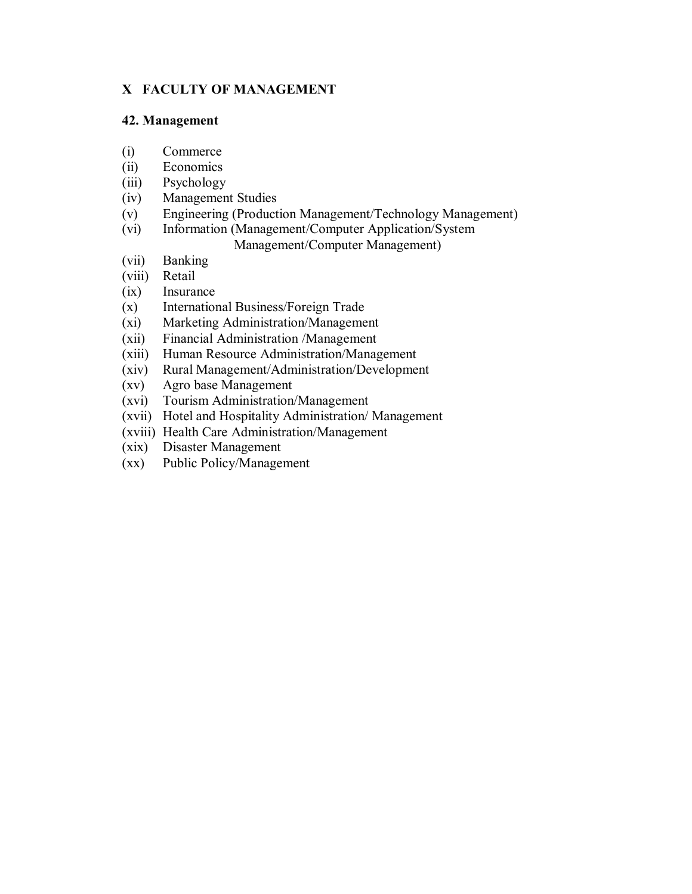## X FACULTY OF MANAGEMENT

### 42. Management

(i) Commerce
(ii) Economics
(iii) Psychology
(iv) Management Studies
(v) Engineering (Production Management/Technology Management)
(vi) Information (Management/Computer Application/System Management/Computer Management)
(vii) Banking
(viii) Retail
(ix) Insurance
(x) International Business/Foreign Trade
(xi) Marketing Administration/Management
(xii) Financial Administration /Management
(xiii) Human Resource Administration/Management
(xiv) Rural Management/Administration/Development
(xv) Agro base Management
(xvi) Tourism Administration/Management
(xvii) Hotel and Hospitality Administration/ Management
(xviii) Health Care Administration/Management
(xix) Disaster Management
(xx) Public Policy/Management